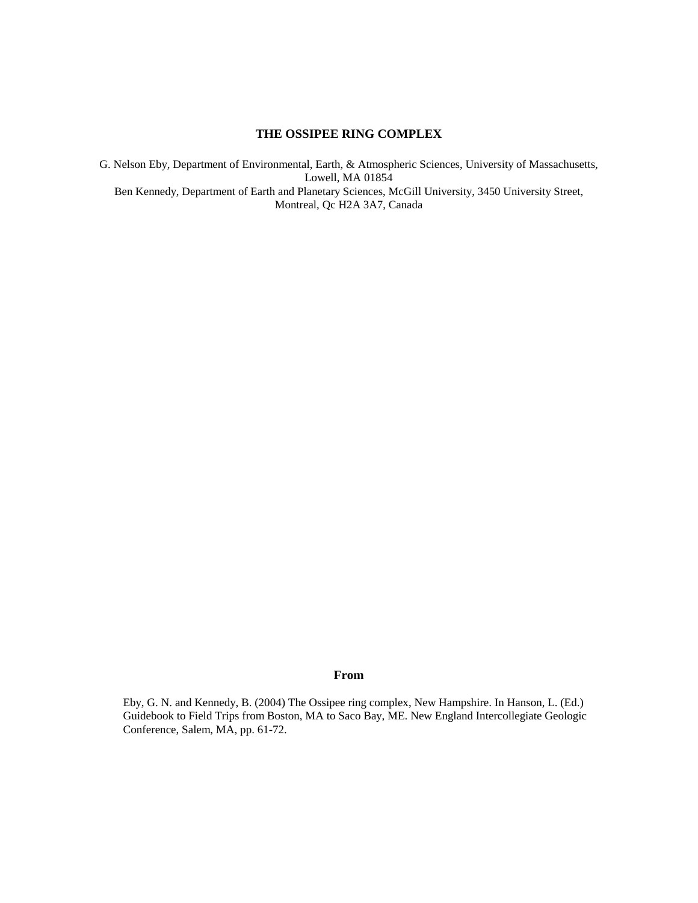# THE OSSIPEE RING COMPLEX

G. Nelson Eby, Department of Environmental, Earth, & Atmospheric Sciences, University of Massachusetts, Lowell, MA 01854

Ben Kennedy, Department of Earth and Planetary Sciences, McGill University, 3450 University Street, Montreal, Qc H2A 3A7, Canada

**From**

Eby, G. N. and Kennedy, B. (2004) The Ossipee ring complex, New Hampshire. In Hanson, L. (Ed.) Guidebook to Field Trips from Boston, MA to Saco Bay, ME. New England Intercollegiate Geologic Conference, Salem, MA, pp. 61-72.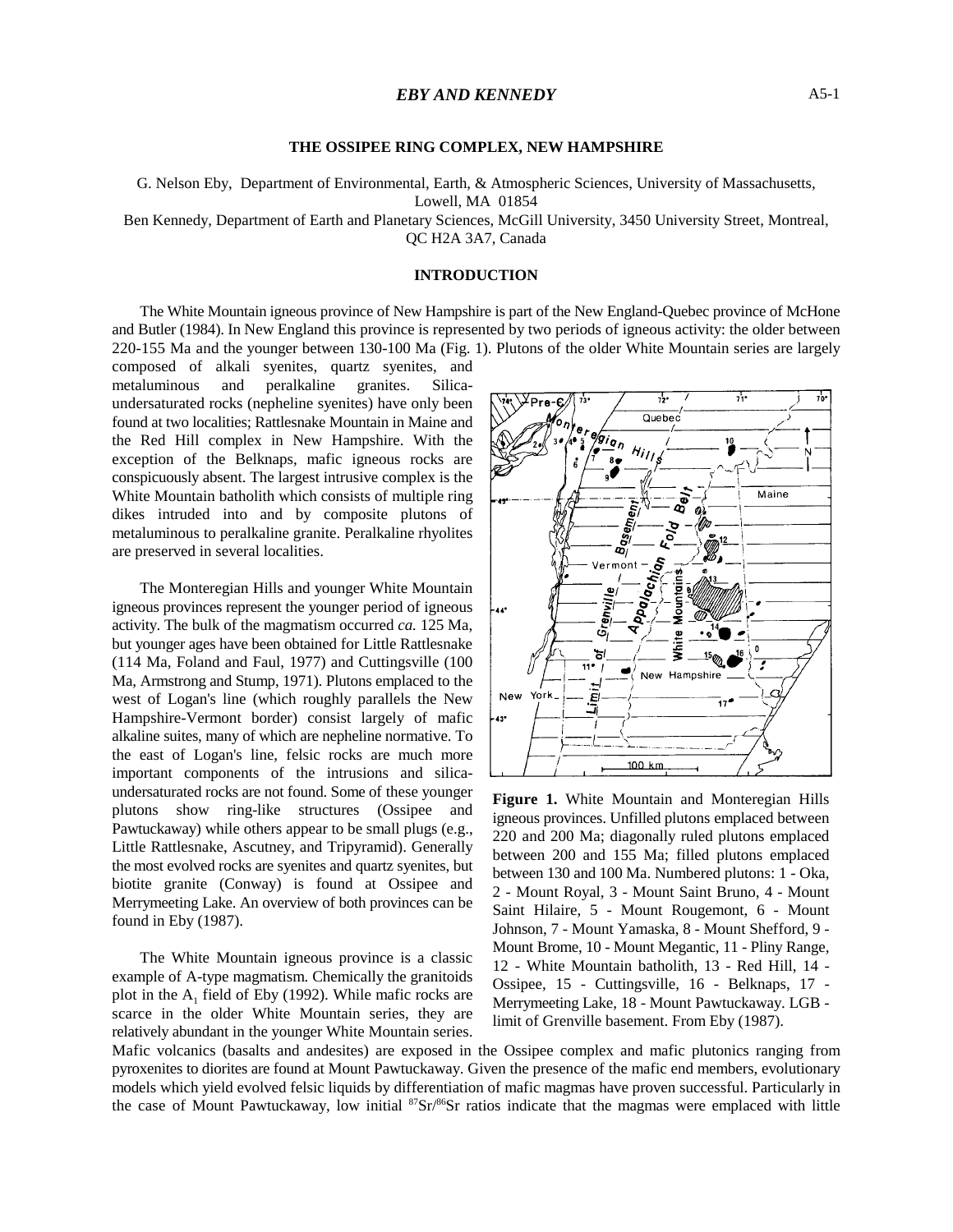## THE OSSIPEE RING COMPLEX, NEW HAMPSHIRE

G. Nelson Eby, Department of Environmental, Earth, & Atmospheric Sciences, University of Massachusetts, Lowell, MA 01854

Ben Kennedy, Department of Earth and Planetary Sciences, McGill University, 3450 University Street, Montreal, QC H2A 3A7, Canada

## INTRODUCTION

The White Mountain igneous province of New Hampshire is part of the New England-Quebec province of McHone and Butler (1984). In New England this province is represented by two periods of igneous activity: the older between 220-155 Ma and the younger between 130-100 Ma (Fig. 1). Plutons of the older White Mountain series are largely composed of alkali syenites, quartz syenites, and metaluminous and peralkaline granites. Silica-undersaturated rocks (nepheline syenites) have only been found at two localities; Rattlesnake Mountain in Maine and the Red Hill complex in New Hampshire. With the exception of the Belknaps, mafic igneous rocks are conspicuously absent. The largest intrusive complex is the White Mountain batholith which consists of multiple ring dikes intruded into and by composite plutons of metaluminous to peralkaline granite. Peralkaline rhyolites are preserved in several localities.

The Monteregian Hills and younger White Mountain igneous provinces represent the younger period of igneous activity. The bulk of the magmatism occurred *ca.* 125 Ma, but younger ages have been obtained for Little Rattlesnake (114 Ma, Foland and Faul, 1977) and Cuttingsville (100 Ma, Armstrong and Stump, 1971). Plutons emplaced to the west of Logan's line (which roughly parallels the New Hampshire-Vermont border) consist largely of mafic alkaline suites, many of which are nepheline normative. To the east of Logan's line, felsic rocks are much more important components of the intrusions and silica-undersaturated rocks are not found. Some of these younger plutons show ring-like structures (Ossipee and Pawtuckaway) while others appear to be small plugs (e.g., Little Rattlesnake, Ascutney, and Tripyramid). Generally the most evolved rocks are syenites and quartz syenites, but biotite granite (Conway) is found at Ossipee and Merrymeeting Lake. An overview of both provinces can be found in Eby (1987).

**Figure 1.** White Mountain and Monteregian Hills igneous provinces. Unfilled plutons emplaced between 220 and 200 Ma; diagonally ruled plutons emplaced between 200 and 155 Ma; filled plutons emplaced between 130 and 100 Ma. Numbered plutons: 1 - Oka, 2 - Mount Royal, 3 - Mount Saint Bruno, 4 - Mount Saint Hilaire, 5 - Mount Rougemont, 6 - Mount Johnson, 7 - Mount Yamaska, 8 - Mount Shefford, 9 - Mount Brome, 10 - Mount Megantic, 11 - Pliny Range, 12 - White Mountain batholith, 13 - Red Hill, 14 - Ossipee, 15 - Cuttingsville, 16 - Belknaps, 17 - Merrymeeting Lake, 18 - Mount Pawtuckaway. LGB - limit of Grenville basement. From Eby (1987).

The White Mountain igneous province is a classic example of A-type magmatism. Chemically the granitoids plot in the $A_1$ field of Eby (1992). While mafic rocks are scarce in the older White Mountain series, they are relatively abundant in the younger White Mountain series. Mafic volcanics (basalts and andesites) are exposed in the Ossipee complex and mafic plutonics ranging from pyroxenites to diorites are found at Mount Pawtuckaway. Given the presence of the mafic end members, evolutionary models which yield evolved felsic liquids by differentiation of mafic magmas have proven successful. Particularly in the case of Mount Pawtuckaway, low initial $^{87}Sr/^{86}Sr$ ratios indicate that the magmas were emplaced with little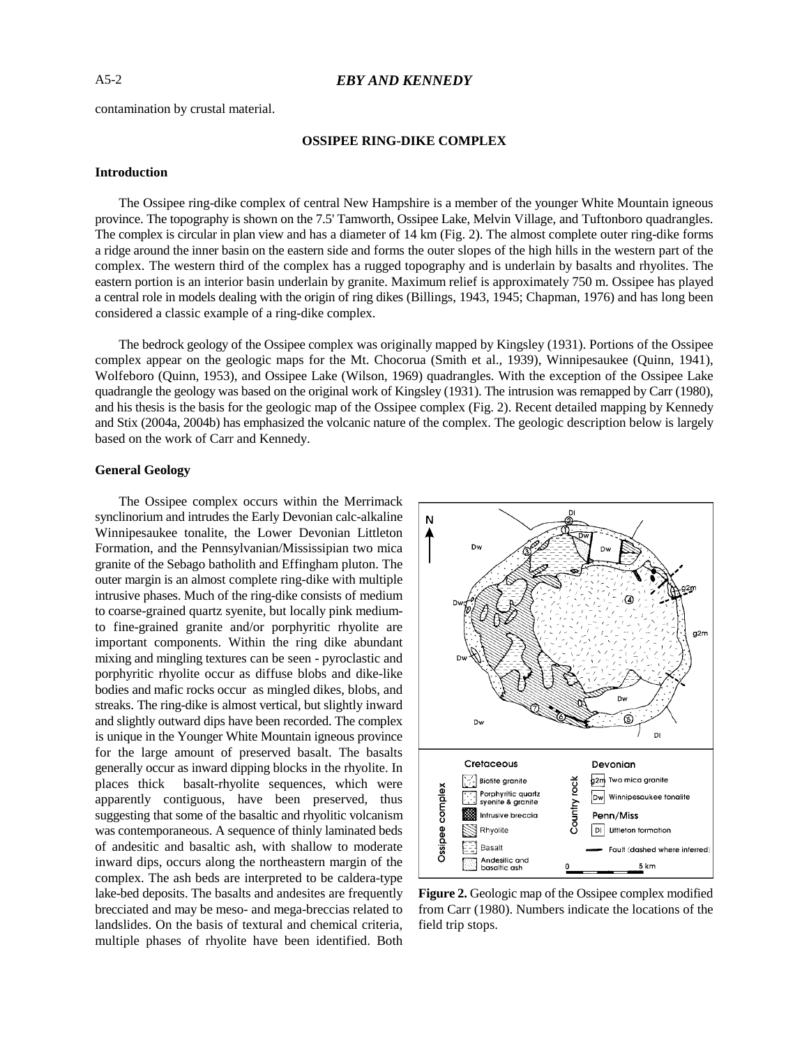contamination by crustal material.

## OSSIPEE RING-DIKE COMPLEX

### Introduction

The Ossipee ring-dike complex of central New Hampshire is a member of the younger White Mountain igneous province. The topography is shown on the 7.5' Tamworth, Ossipee Lake, Melvin Village, and Tuftonboro quadrangles. The complex is circular in plan view and has a diameter of 14 km (Fig. 2). The almost complete outer ring-dike forms a ridge around the inner basin on the eastern side and forms the outer slopes of the high hills in the western part of the complex. The western third of the complex has a rugged topography and is underlain by basalts and rhyolites. The eastern portion is an interior basin underlain by granite. Maximum relief is approximately 750 m. Ossipee has played a central role in models dealing with the origin of ring dikes (Billings, 1943, 1945; Chapman, 1976) and has long been considered a classic example of a ring-dike complex.

The bedrock geology of the Ossipee complex was originally mapped by Kingsley (1931). Portions of the Ossipee complex appear on the geologic maps for the Mt. Chocorua (Smith et al., 1939), Winnipesaukee (Quinn, 1941), Wolfeboro (Quinn, 1953), and Ossipee Lake (Wilson, 1969) quadrangles. With the exception of the Ossipee Lake quadrangle the geology was based on the original work of Kingsley (1931). The intrusion was remapped by Carr (1980), and his thesis is the basis for the geologic map of the Ossipee complex (Fig. 2). Recent detailed mapping by Kennedy and Stix (2004a, 2004b) has emphasized the volcanic nature of the complex. The geologic description below is largely based on the work of Carr and Kennedy.

### General Geology

The Ossipee complex occurs within the Merrimack synclinorium and intrudes the Early Devonian calc-alkaline Winnipesaukee tonalite, the Lower Devonian Littleton Formation, and the Pennsylvanian/Mississipian two mica granite of the Sebago batholith and Effingham pluton. The outer margin is an almost complete ring-dike with multiple intrusive phases. Much of the ring-dike consists of medium to coarse-grained quartz syenite, but locally pink medium- to fine-grained granite and/or porphyritic rhyolite are important components. Within the ring dike abundant mixing and mingling textures can be seen - pyroclastic and porphyritic rhyolite occur as diffuse blobs and dike-like bodies and mafic rocks occur as mingled dikes, blobs, and streaks. The ring-dike is almost vertical, but slightly inward and slightly outward dips have been recorded. The complex is unique in the Younger White Mountain igneous province for the large amount of preserved basalt. The basalts generally occur as inward dipping blocks in the rhyolite. In places thick basalt-rhyolite sequences, which were apparently contiguous, have been preserved, thus suggesting that some of the basaltic and rhyolitic volcanism was contemporaneous. A sequence of thinly laminated beds of andesitic and basaltic ash, with shallow to moderate inward dips, occurs along the northeastern margin of the complex. The ash beds are interpreted to be caldera-type lake-bed deposits. The basalts and andesites are frequently brecciated and may be meso- and mega-breccias related to landslides. On the basis of textural and chemical criteria, multiple phases of rhyolite have been identified. Both

**Figure 2.** Geologic map of the Ossipee complex modified from Carr (1980). Numbers indicate the locations of the field trip stops.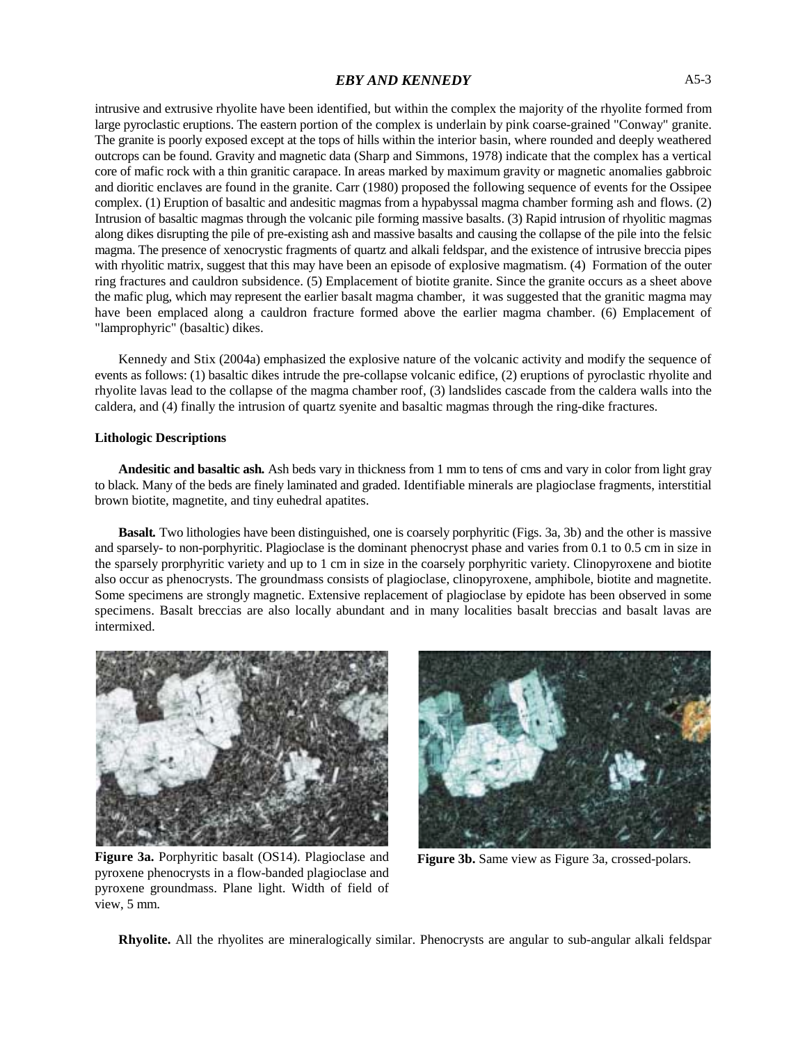intrusive and extrusive rhyolite have been identified, but within the complex the majority of the rhyolite formed from large pyroclastic eruptions. The eastern portion of the complex is underlain by pink coarse-grained "Conway" granite. The granite is poorly exposed except at the tops of hills within the interior basin, where rounded and deeply weathered outcrops can be found. Gravity and magnetic data (Sharp and Simmons, 1978) indicate that the complex has a vertical core of mafic rock with a thin granitic carapace. In areas marked by maximum gravity or magnetic anomalies gabbroic and dioritic enclaves are found in the granite. Carr (1980) proposed the following sequence of events for the Ossipee complex. (1) Eruption of basaltic and andesitic magmas from a hypabyssal magma chamber forming ash and flows. (2) Intrusion of basaltic magmas through the volcanic pile forming massive basalts. (3) Rapid intrusion of rhyolitic magmas along dikes disrupting the pile of pre-existing ash and massive basalts and causing the collapse of the pile into the felsic magma. The presence of xenocrystic fragments of quartz and alkali feldspar, and the existence of intrusive breccia pipes with rhyolitic matrix, suggest that this may have been an episode of explosive magmatism. (4) Formation of the outer ring fractures and cauldron subsidence. (5) Emplacement of biotite granite. Since the granite occurs as a sheet above the mafic plug, which may represent the earlier basalt magma chamber, it was suggested that the granitic magma may have been emplaced along a cauldron fracture formed above the earlier magma chamber. (6) Emplacement of "lamprophyric" (basaltic) dikes.

Kennedy and Stix (2004a) emphasized the explosive nature of the volcanic activity and modify the sequence of events as follows: (1) basaltic dikes intrude the pre-collapse volcanic edifice, (2) eruptions of pyroclastic rhyolite and rhyolite lavas lead to the collapse of the magma chamber roof, (3) landslides cascade from the caldera walls into the caldera, and (4) finally the intrusion of quartz syenite and basaltic magmas through the ring-dike fractures.

### Lithologic Descriptions

**Andesitic and basaltic ash.** Ash beds vary in thickness from 1 mm to tens of cms and vary in color from light gray to black. Many of the beds are finely laminated and graded. Identifiable minerals are plagioclase fragments, interstitial brown biotite, magnetite, and tiny euhedral apatites.

**Basalt.** Two lithologies have been distinguished, one is coarsely porphyritic (Figs. 3a, 3b) and the other is massive and sparsely- to non-porphyritic. Plagioclase is the dominant phenocryst phase and varies from 0.1 to 0.5 cm in size in the sparsely prorphyritic variety and up to 1 cm in size in the coarsely porphyritic variety. Clinopyroxene and biotite also occur as phenocrysts. The groundmass consists of plagioclase, clinopyroxene, amphibole, biotite and magnetite. Some specimens are strongly magnetic. Extensive replacement of plagioclase by epidote has been observed in some specimens. Basalt breccias are also locally abundant and in many localities basalt breccias and basalt lavas are intermixed.

**Figure 3a.** Porphyritic basalt (OS14). Plagioclase and pyroxene phenocrysts in a flow-banded plagioclase and pyroxene groundmass. Plane light. Width of field of view, 5 mm.

**Figure 3b.** Same view as Figure 3a, crossed-polars.

**Rhyolite.** All the rhyolites are mineralogically similar. Phenocrysts are angular to sub-angular alkali feldspar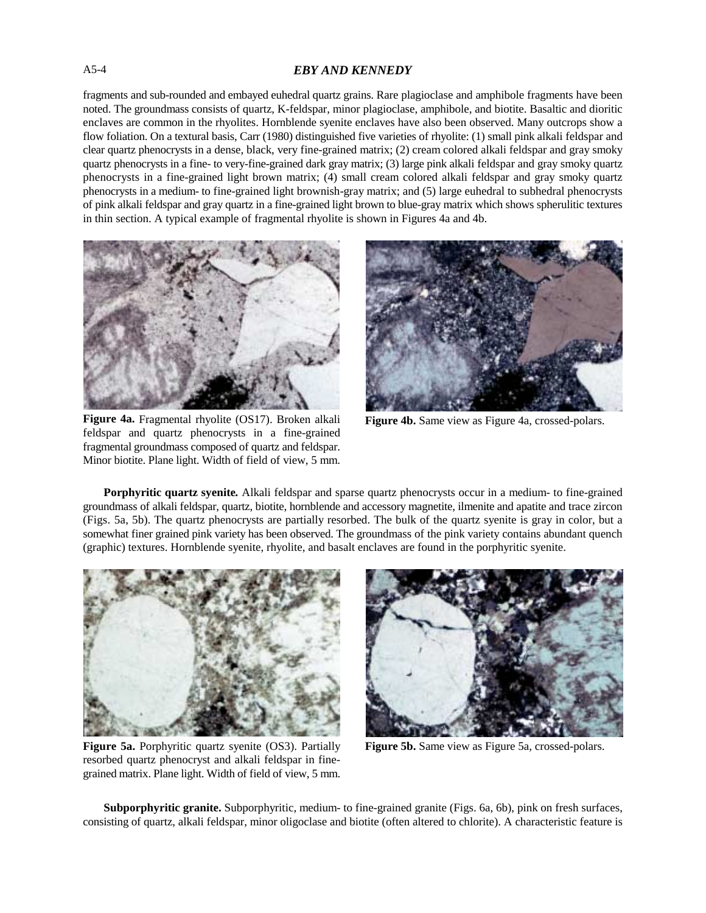fragments and sub-rounded and embayed euhedral quartz grains. Rare plagioclase and amphibole fragments have been noted. The groundmass consists of quartz, K-feldspar, minor plagioclase, amphibole, and biotite. Basaltic and dioritic enclaves are common in the rhyolites. Hornblende syenite enclaves have also been observed. Many outcrops show a flow foliation. On a textural basis, Carr (1980) distinguished five varieties of rhyolite: (1) small pink alkali feldspar and clear quartz phenocrysts in a dense, black, very fine-grained matrix; (2) cream colored alkali feldspar and gray smoky quartz phenocrysts in a fine- to very-fine-grained dark gray matrix; (3) large pink alkali feldspar and gray smoky quartz phenocrysts in a fine-grained light brown matrix; (4) small cream colored alkali feldspar and gray smoky quartz phenocrysts in a medium- to fine-grained light brownish-gray matrix; and (5) large euhedral to subhedral phenocrysts of pink alkali feldspar and gray quartz in a fine-grained light brown to blue-gray matrix which shows spherulitic textures in thin section. A typical example of fragmental rhyolite is shown in Figures 4a and 4b.

**Figure 4a.** Fragmental rhyolite (OS17). Broken alkali feldspar and quartz phenocrysts in a fine-grained fragmental groundmass composed of quartz and feldspar. Minor biotite. Plane light. Width of field of view, 5 mm.

**Figure 4b.** Same view as Figure 4a, crossed-polars.

**Porphyritic quartz syenite.** Alkali feldspar and sparse quartz phenocrysts occur in a medium- to fine-grained groundmass of alkali feldspar, quartz, biotite, hornblende and accessory magnetite, ilmenite and apatite and trace zircon (Figs. 5a, 5b). The quartz phenocrysts are partially resorbed. The bulk of the quartz syenite is gray in color, but a somewhat finer grained pink variety has been observed. The groundmass of the pink variety contains abundant quench (graphic) textures. Hornblende syenite, rhyolite, and basalt enclaves are found in the porphyritic syenite.

**Figure 5a.** Porphyritic quartz syenite (OS3). Partially resorbed quartz phenocryst and alkali feldspar in fine-grained matrix. Plane light. Width of field of view, 5 mm.

**Figure 5b.** Same view as Figure 5a, crossed-polars.

**Subporphyritic granite.** Subporphyritic, medium- to fine-grained granite (Figs. 6a, 6b), pink on fresh surfaces, consisting of quartz, alkali feldspar, minor oligoclase and biotite (often altered to chlorite). A characteristic feature is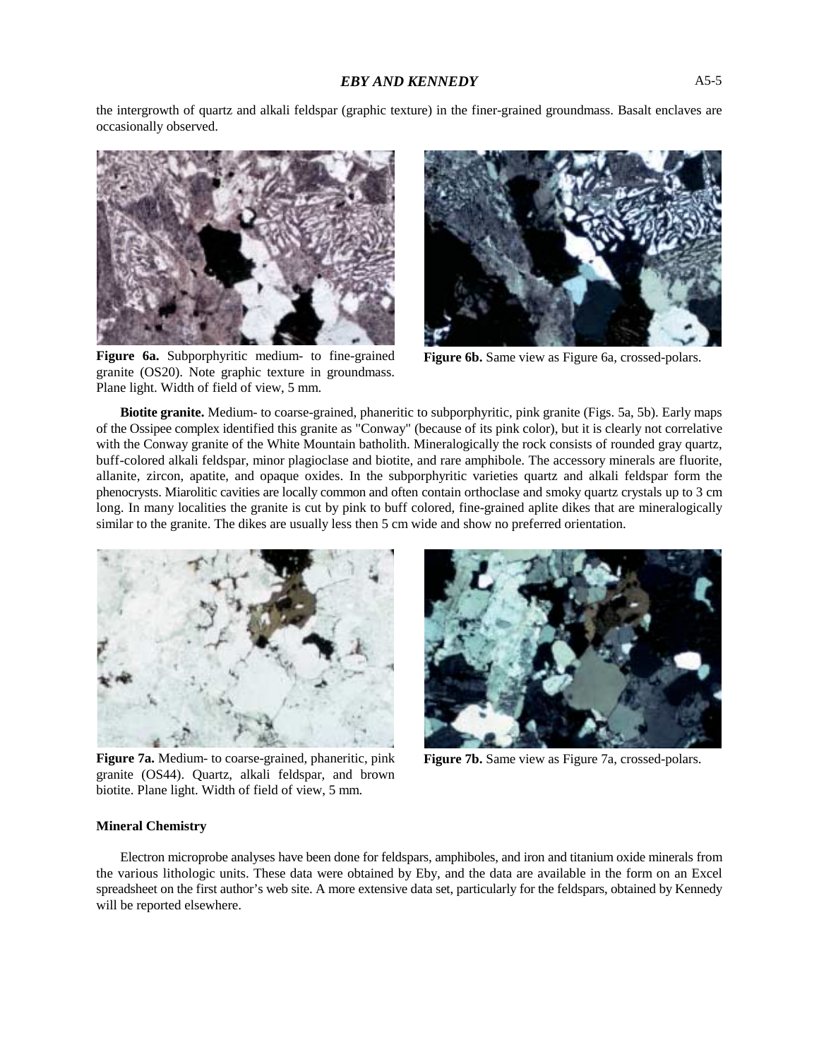the intergrowth of quartz and alkali feldspar (graphic texture) in the finer-grained groundmass. Basalt enclaves are occasionally observed.

**Figure 6a.** Subporphyritic medium- to fine-grained granite (OS20). Note graphic texture in groundmass. Plane light. Width of field of view, 5 mm.

**Figure 6b.** Same view as Figure 6a, crossed-polars.

**Biotite granite.** Medium- to coarse-grained, phaneritic to subporphyritic, pink granite (Figs. 5a, 5b). Early maps of the Ossipee complex identified this granite as "Conway" (because of its pink color), but it is clearly not correlative with the Conway granite of the White Mountain batholith. Mineralogically the rock consists of rounded gray quartz, buff-colored alkali feldspar, minor plagioclase and biotite, and rare amphibole. The accessory minerals are fluorite, allanite, zircon, apatite, and opaque oxides. In the subporphyritic varieties quartz and alkali feldspar form the phenocrysts. Miarolitic cavities are locally common and often contain orthoclase and smoky quartz crystals up to 3 cm long. In many localities the granite is cut by pink to buff colored, fine-grained aplite dikes that are mineralogically similar to the granite. The dikes are usually less then 5 cm wide and show no preferred orientation.

**Figure 7a.** Medium- to coarse-grained, phaneritic, pink granite (OS44). Quartz, alkali feldspar, and brown biotite. Plane light. Width of field of view, 5 mm.

**Figure 7b.** Same view as Figure 7a, crossed-polars.

### Mineral Chemistry

Electron microprobe analyses have been done for feldspars, amphiboles, and iron and titanium oxide minerals from the various lithologic units. These data were obtained by Eby, and the data are available in the form on an Excel spreadsheet on the first author's web site. A more extensive data set, particularly for the feldspars, obtained by Kennedy will be reported elsewhere.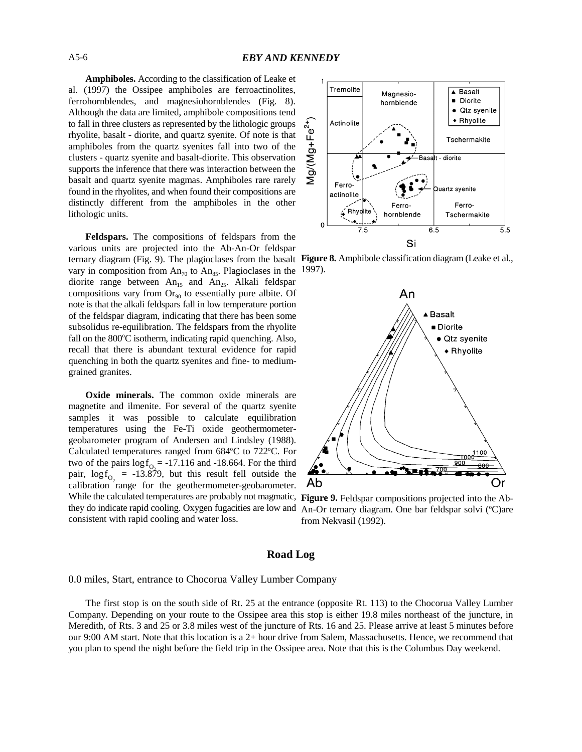**Amphiboles.** According to the classification of Leake et al. (1997) the Ossipee amphiboles are ferroactinolites, ferrohornblendes, and magnesiohornblendes (Fig. 8). Although the data are limited, amphibole compositions tend to fall in three clusters as represented by the lithologic groups rhyolite, basalt - diorite, and quartz syenite. Of note is that amphiboles from the quartz syenites fall into two of the clusters - quartz syenite and basalt-diorite. This observation supports the inference that there was interaction between the basalt and quartz syenite magmas. Amphiboles rare rarely found in the rhyolites, and when found their compositions are distinctly different from the amphiboles in the other lithologic units.

**Feldspars.** The compositions of feldspars from the various units are projected into the Ab-An-Or feldspar ternary diagram (Fig. 9). The plagioclases from the basalt vary in composition from $An_{70}$ to $An_{85}$. Plagioclases in the diorite range between $An_{15}$ and $An_{25}$. Alkali feldspar compositions vary from $Or_{90}$ to essentially pure albite. Of note is that the alkali feldspars fall in low temperature portion of the feldspar diagram, indicating that there has been some subsolidus re-equilibration. The feldspars from the rhyolite fall on the 800°C isotherm, indicating rapid quenching. Also, recall that there is abundant textural evidence for rapid quenching in both the quartz syenites and fine- to medium-grained granites.

**Oxide minerals.** The common oxide minerals are magnetite and ilmenite. For several of the quartz syenite samples it was possible to calculate equilibration temperatures using the Fe-Ti oxide geothermometer-geobarometer program of Andersen and Lindsley (1988). Calculated temperatures ranged from 684°C to 722°C. For two of the pairs $\log f_{O_2} = -17.116$ and $-18.664$. For the third pair, $\log f_{O_2} = -13.879$, but this result fell outside the calibration range for the geothermometer-geobarometer. While the calculated temperatures are probably not magmatic, they do indicate rapid cooling. Oxygen fugacities are low and consistent with rapid cooling and water loss.

**Figure 8.** Amphibole classification diagram (Leake et al., 1997).

**Figure 9.** Feldspar compositions projected into the Ab-An-Or ternary diagram. One bar feldspar solvi (°C)are from Nekvasil (1992).

## Road Log

0.0 miles, Start, entrance to Chocorua Valley Lumber Company

The first stop is on the south side of Rt. 25 at the entrance (opposite Rt. 113) to the Chocorua Valley Lumber Company. Depending on your route to the Ossipee area this stop is either 19.8 miles northeast of the juncture, in Meredith, of Rts. 3 and 25 or 3.8 miles west of the juncture of Rts. 16 and 25. Please arrive at least 5 minutes before our 9:00 AM start. Note that this location is a 2+ hour drive from Salem, Massachusetts. Hence, we recommend that you plan to spend the night before the field trip in the Ossipee area. Note that this is the Columbus Day weekend.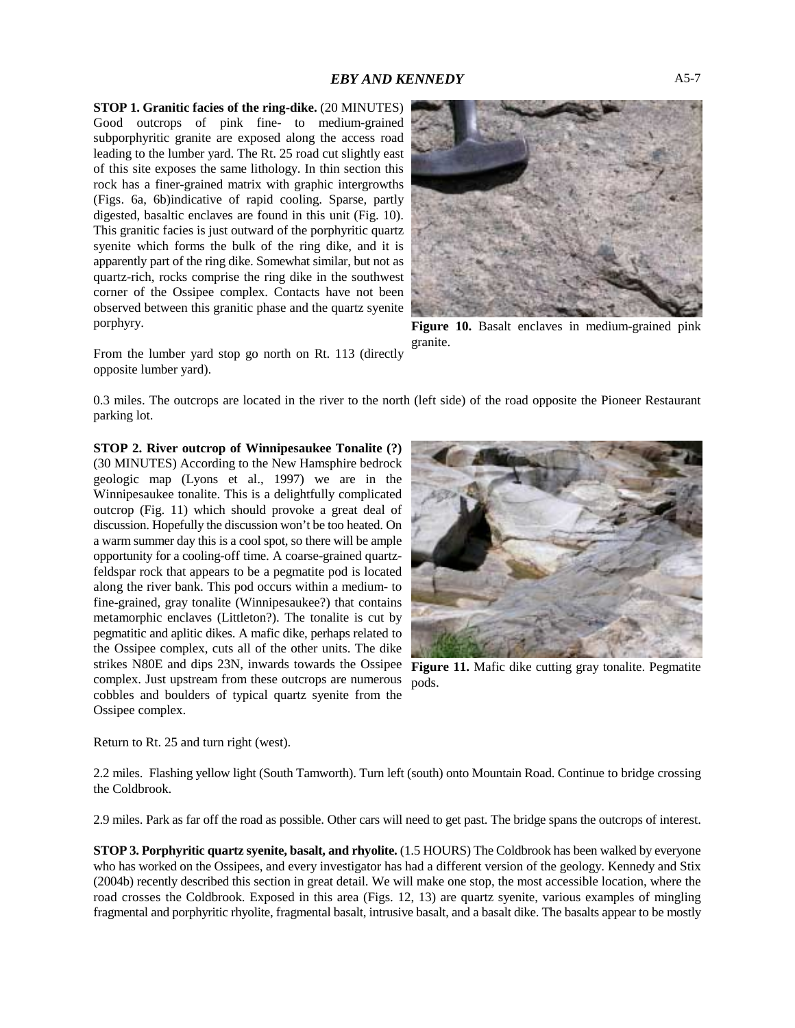**STOP 1. Granitic facies of the ring-dike.** (20 MINUTES) Good outcrops of pink fine- to medium-grained subporphyritic granite are exposed along the access road leading to the lumber yard. The Rt. 25 road cut slightly east of this site exposes the same lithology. In thin section this rock has a finer-grained matrix with graphic intergrowths (Figs. 6a, 6b)indicative of rapid cooling. Sparse, partly digested, basaltic enclaves are found in this unit (Fig. 10). This granitic facies is just outward of the porphyritic quartz syenite which forms the bulk of the ring dike, and it is apparently part of the ring dike. Somewhat similar, but not as quartz-rich, rocks comprise the ring dike in the southwest corner of the Ossipee complex. Contacts have not been observed between this granitic phase and the quartz syenite porphyry.

**Figure 10.** Basalt enclaves in medium-grained pink granite.

From the lumber yard stop go north on Rt. 113 (directly opposite lumber yard).

0.3 miles. The outcrops are located in the river to the north (left side) of the road opposite the Pioneer Restaurant parking lot.

**STOP 2. River outcrop of Winnipesaukee Tonalite (?)** (30 MINUTES) According to the New Hamsphire bedrock geologic map (Lyons et al., 1997) we are in the Winnipesaukee tonalite. This is a delightfully complicated outcrop (Fig. 11) which should provoke a great deal of discussion. Hopefully the discussion won't be too heated. On a warm summer day this is a cool spot, so there will be ample opportunity for a cooling-off time. A coarse-grained quartz-feldspar rock that appears to be a pegmatite pod is located along the river bank. This pod occurs within a medium- to fine-grained, gray tonalite (Winnipesaukee?) that contains metamorphic enclaves (Littleton?). The tonalite is cut by pegmatitic and aplitic dikes. A mafic dike, perhaps related to the Ossipee complex, cuts all of the other units. The dike strikes N80E and dips 23N, inwards towards the Ossipee complex. Just upstream from these outcrops are numerous cobbles and boulders of typical quartz syenite from the Ossipee complex.

**Figure 11.** Mafic dike cutting gray tonalite. Pegmatite pods.

Return to Rt. 25 and turn right (west).

2.2 miles. Flashing yellow light (South Tamworth). Turn left (south) onto Mountain Road. Continue to bridge crossing the Coldbrook.

2.9 miles. Park as far off the road as possible. Other cars will need to get past. The bridge spans the outcrops of interest.

**STOP 3. Porphyritic quartz syenite, basalt, and rhyolite.** (1.5 HOURS) The Coldbrook has been walked by everyone who has worked on the Ossipees, and every investigator has had a different version of the geology. Kennedy and Stix (2004b) recently described this section in great detail. We will make one stop, the most accessible location, where the road crosses the Coldbrook. Exposed in this area (Figs. 12, 13) are quartz syenite, various examples of mingling fragmental and porphyritic rhyolite, fragmental basalt, intrusive basalt, and a basalt dike. The basalts appear to be mostly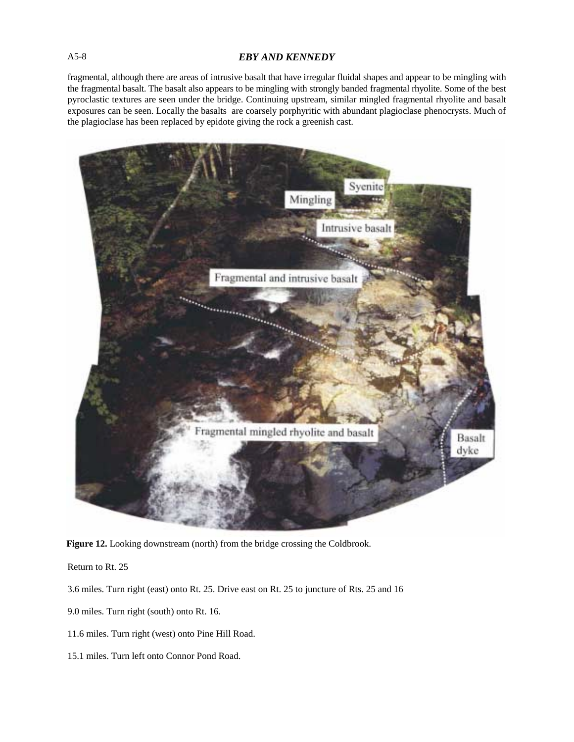fragmental, although there are areas of intrusive basalt that have irregular fluidal shapes and appear to be mingling with the fragmental basalt. The basalt also appears to be mingling with strongly banded fragmental rhyolite. Some of the best pyroclastic textures are seen under the bridge. Continuing upstream, similar mingled fragmental rhyolite and basalt exposures can be seen. Locally the basalts are coarsely porphyritic with abundant plagioclase phenocrysts. Much of the plagioclase has been replaced by epidote giving the rock a greenish cast.

**Figure 12.** Looking downstream (north) from the bridge crossing the Coldbrook.

Return to Rt. 25

3.6 miles. Turn right (east) onto Rt. 25. Drive east on Rt. 25 to juncture of Rts. 25 and 16

9.0 miles. Turn right (south) onto Rt. 16.

11.6 miles. Turn right (west) onto Pine Hill Road.

15.1 miles. Turn left onto Connor Pond Road.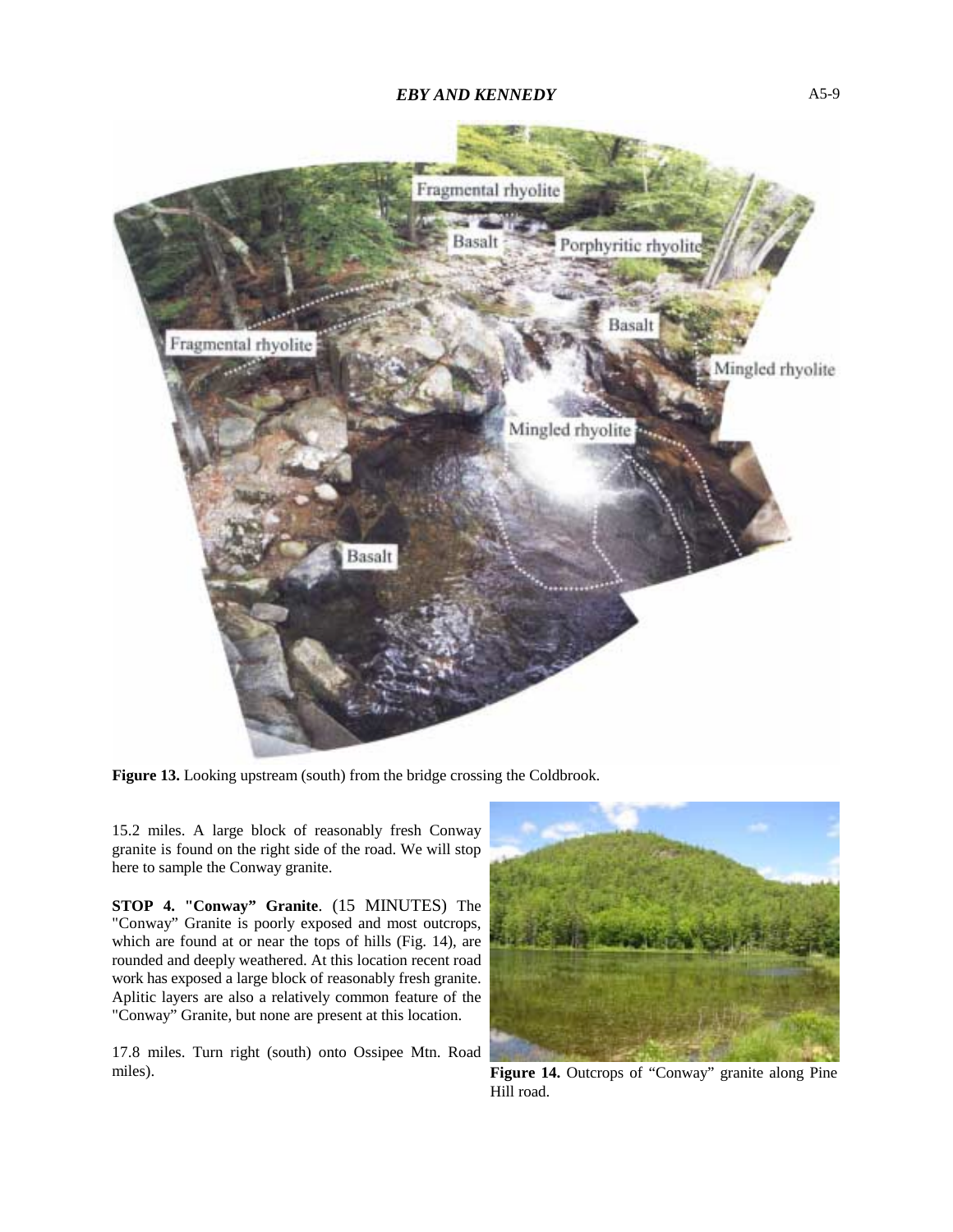Figure 13. Looking upstream (south) from the bridge crossing the Coldbrook.

15.2 miles. A large block of reasonably fresh Conway granite is found on the right side of the road. We will stop here to sample the Conway granite.

**STOP 4. "Conway" Granite**. (15 MINUTES) The "Conway" Granite is poorly exposed and most outcrops, which are found at or near the tops of hills (Fig. 14), are rounded and deeply weathered. At this location recent road work has exposed a large block of reasonably fresh granite. Aplitic layers are also a relatively common feature of the "Conway" Granite, but none are present at this location.

17.8 miles. Turn right (south) onto Ossipee Mtn. Road miles).

**Figure 14.** Outcrops of "Conway" granite along Pine Hill road.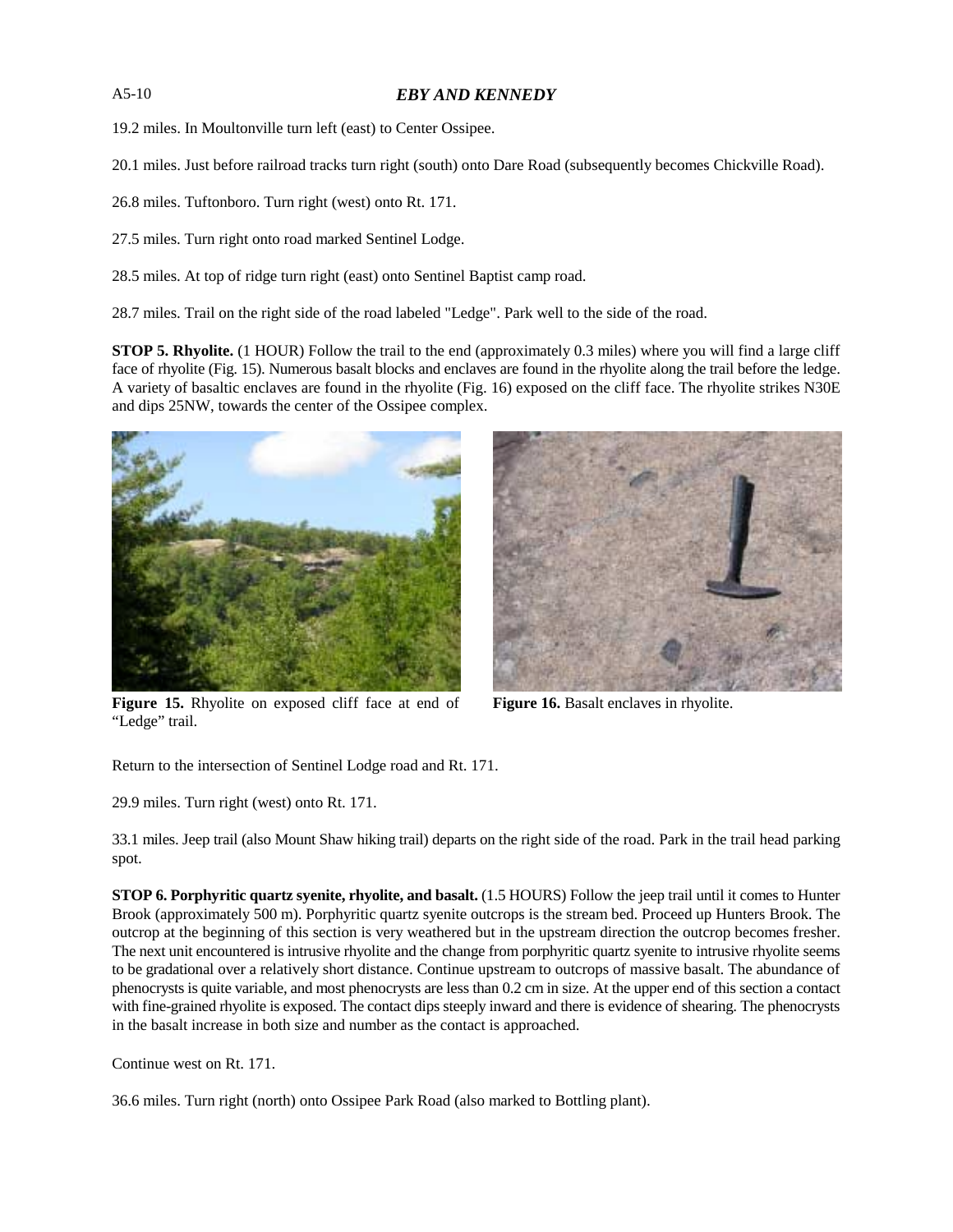19.2 miles. In Moultonville turn left (east) to Center Ossipee.

20.1 miles. Just before railroad tracks turn right (south) onto Dare Road (subsequently becomes Chickville Road).

26.8 miles. Tuftonboro. Turn right (west) onto Rt. 171.

27.5 miles. Turn right onto road marked Sentinel Lodge.

28.5 miles. At top of ridge turn right (east) onto Sentinel Baptist camp road.

28.7 miles. Trail on the right side of the road labeled "Ledge". Park well to the side of the road.

**STOP 5. Rhyolite.** (1 HOUR) Follow the trail to the end (approximately 0.3 miles) where you will find a large cliff face of rhyolite (Fig. 15). Numerous basalt blocks and enclaves are found in the rhyolite along the trail before the ledge. A variety of basaltic enclaves are found in the rhyolite (Fig. 16) exposed on the cliff face. The rhyolite strikes N30E and dips 25NW, towards the center of the Ossipee complex.

**Figure 15.** Rhyolite on exposed cliff face at end of "Ledge" trail.

**Figure 16.** Basalt enclaves in rhyolite.

Return to the intersection of Sentinel Lodge road and Rt. 171.

29.9 miles. Turn right (west) onto Rt. 171.

33.1 miles. Jeep trail (also Mount Shaw hiking trail) departs on the right side of the road. Park in the trail head parking spot.

**STOP 6. Porphyritic quartz syenite, rhyolite, and basalt.** (1.5 HOURS) Follow the jeep trail until it comes to Hunter Brook (approximately 500 m). Porphyritic quartz syenite outcrops is the stream bed. Proceed up Hunters Brook. The outcrop at the beginning of this section is very weathered but in the upstream direction the outcrop becomes fresher. The next unit encountered is intrusive rhyolite and the change from porphyritic quartz syenite to intrusive rhyolite seems to be gradational over a relatively short distance. Continue upstream to outcrops of massive basalt. The abundance of phenocrysts is quite variable, and most phenocrysts are less than 0.2 cm in size. At the upper end of this section a contact with fine-grained rhyolite is exposed. The contact dips steeply inward and there is evidence of shearing. The phenocrysts in the basalt increase in both size and number as the contact is approached.

Continue west on Rt. 171.

36.6 miles. Turn right (north) onto Ossipee Park Road (also marked to Bottling plant).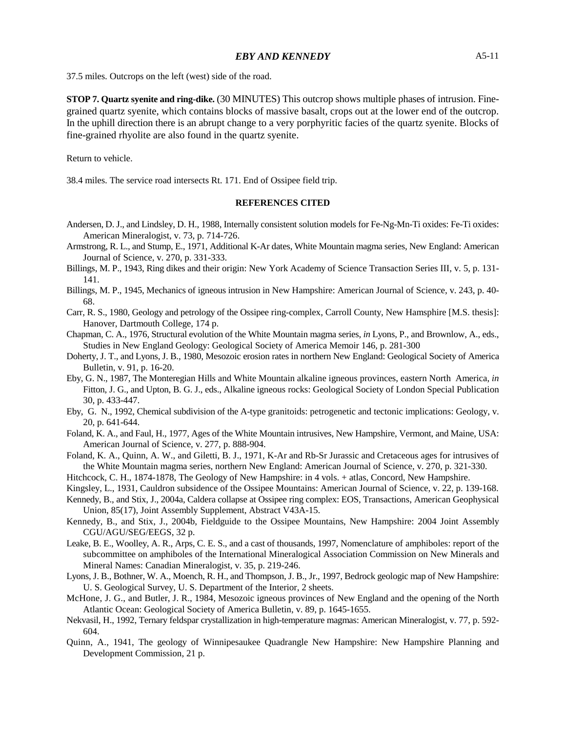37.5 miles. Outcrops on the left (west) side of the road.

**STOP 7. Quartz syenite and ring-dike.** (30 MINUTES) This outcrop shows multiple phases of intrusion. Fine-grained quartz syenite, which contains blocks of massive basalt, crops out at the lower end of the outcrop. In the uphill direction there is an abrupt change to a very porphyritic facies of the quartz syenite. Blocks of fine-grained rhyolite are also found in the quartz syenite.

Return to vehicle.

38.4 miles. The service road intersects Rt. 171. End of Ossipee field trip.

## REFERENCES CITED

Andersen, D. J., and Lindsley, D. H., 1988, Internally consistent solution models for Fe-Ng-Mn-Ti oxides: Fe-Ti oxides: American Mineralogist, v. 73, p. 714-726.

Armstrong, R. L., and Stump, E., 1971, Additional K-Ar dates, White Mountain magma series, New England: American Journal of Science, v. 270, p. 331-333.

Billings, M. P., 1943, Ring dikes and their origin: New York Academy of Science Transaction Series III, v. 5, p. 131-141.

Billings, M. P., 1945, Mechanics of igneous intrusion in New Hampshire: American Journal of Science, v. 243, p. 40-68.

Carr, R. S., 1980, Geology and petrology of the Ossipee ring-complex, Carroll County, New Hamsphire [M.S. thesis]: Hanover, Dartmouth College, 174 p.

Chapman, C. A., 1976, Structural evolution of the White Mountain magma series, *in* Lyons, P., and Brownlow, A., eds., Studies in New England Geology: Geological Society of America Memoir 146, p. 281-300

Doherty, J. T., and Lyons, J. B., 1980, Mesozoic erosion rates in northern New England: Geological Society of America Bulletin, v. 91, p. 16-20.

Eby, G. N., 1987, The Monteregian Hills and White Mountain alkaline igneous provinces, eastern North America, *in* Fitton, J. G., and Upton, B. G. J., eds., Alkaline igneous rocks: Geological Society of London Special Publication 30, p. 433-447.

Eby, G. N., 1992, Chemical subdivision of the A-type granitoids: petrogenetic and tectonic implications: Geology, v. 20, p. 641-644.

Foland, K. A., and Faul, H., 1977, Ages of the White Mountain intrusives, New Hampshire, Vermont, and Maine, USA: American Journal of Science, v. 277, p. 888-904.

Foland, K. A., Quinn, A. W., and Giletti, B. J., 1971, K-Ar and Rb-Sr Jurassic and Cretaceous ages for intrusives of the White Mountain magma series, northern New England: American Journal of Science, v. 270, p. 321-330.

Hitchcock, C. H., 1874-1878, The Geology of New Hampshire: in 4 vols. + atlas, Concord, New Hampshire.

Kingsley, L., 1931, Cauldron subsidence of the Ossipee Mountains: American Journal of Science, v. 22, p. 139-168.

Kennedy, B., and Stix, J., 2004a, Caldera collapse at Ossipee ring complex: EOS, Transactions, American Geophysical Union, 85(17), Joint Assembly Supplement, Abstract V43A-15.

Kennedy, B., and Stix, J., 2004b, Fieldguide to the Ossipee Mountains, New Hampshire: 2004 Joint Assembly CGU/AGU/SEG/EEGS, 32 p.

Leake, B. E., Woolley, A. R., Arps, C. E. S., and a cast of thousands, 1997, Nomenclature of amphiboles: report of the subcommittee on amphiboles of the International Mineralogical Association Commission on New Minerals and Mineral Names: Canadian Mineralogist, v. 35, p. 219-246.

Lyons, J. B., Bothner, W. A., Moench, R. H., and Thompson, J. B., Jr., 1997, Bedrock geologic map of New Hampshire: U. S. Geological Survey, U. S. Department of the Interior, 2 sheets.

McHone, J. G., and Butler, J. R., 1984, Mesozoic igneous provinces of New England and the opening of the North Atlantic Ocean: Geological Society of America Bulletin, v. 89, p. 1645-1655.

Nekvasil, H., 1992, Ternary feldspar crystallization in high-temperature magmas: American Mineralogist, v. 77, p. 592-604.

Quinn, A., 1941, The geology of Winnipesaukee Quadrangle New Hampshire: New Hampshire Planning and Development Commission, 21 p.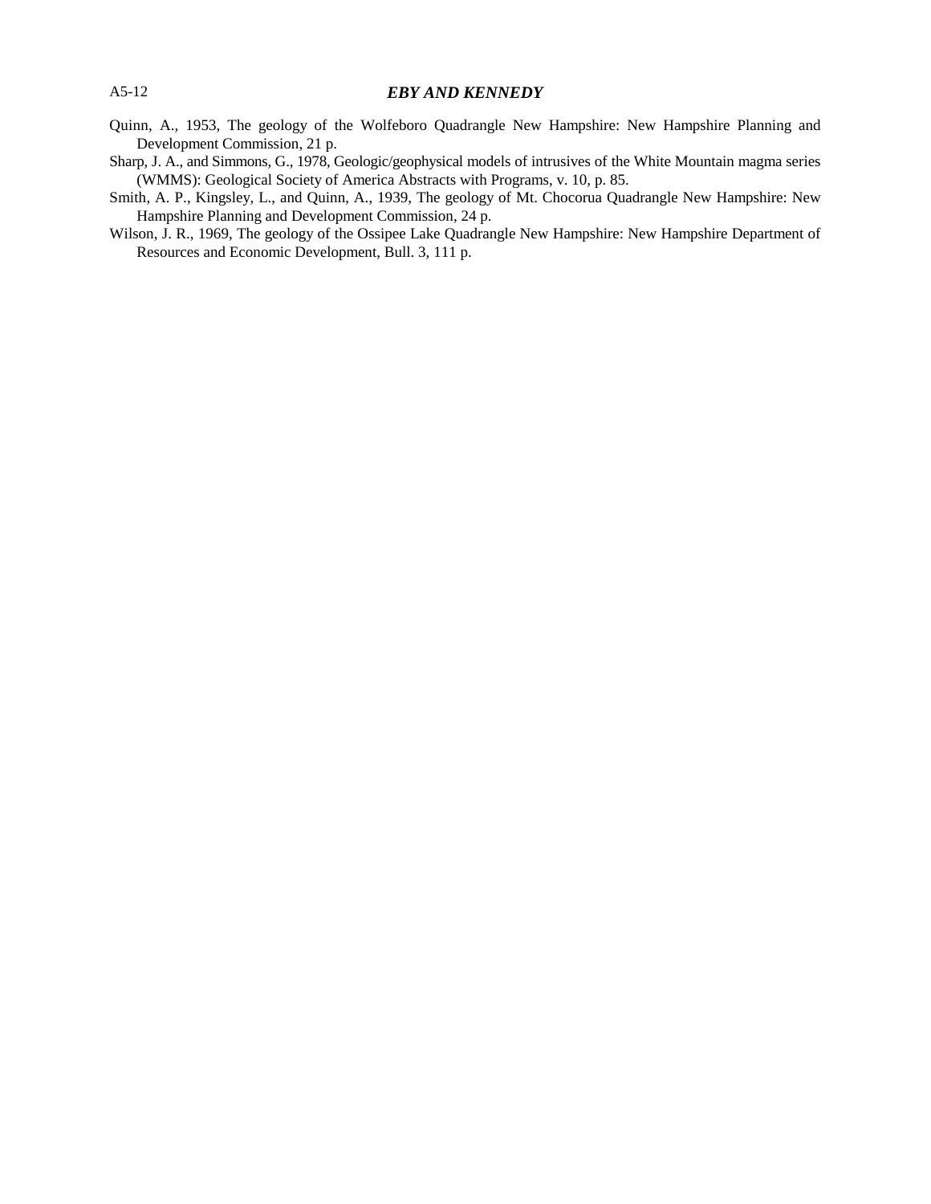Quinn, A., 1953, The geology of the Wolfeboro Quadrangle New Hampshire: New Hampshire Planning and Development Commission, 21 p.

Sharp, J. A., and Simmons, G., 1978, Geologic/geophysical models of intrusives of the White Mountain magma series (WMMS): Geological Society of America Abstracts with Programs, v. 10, p. 85.

Smith, A. P., Kingsley, L., and Quinn, A., 1939, The geology of Mt. Chocorua Quadrangle New Hampshire: New Hampshire Planning and Development Commission, 24 p.

Wilson, J. R., 1969, The geology of the Ossipee Lake Quadrangle New Hampshire: New Hampshire Department of Resources and Economic Development, Bull. 3, 111 p.